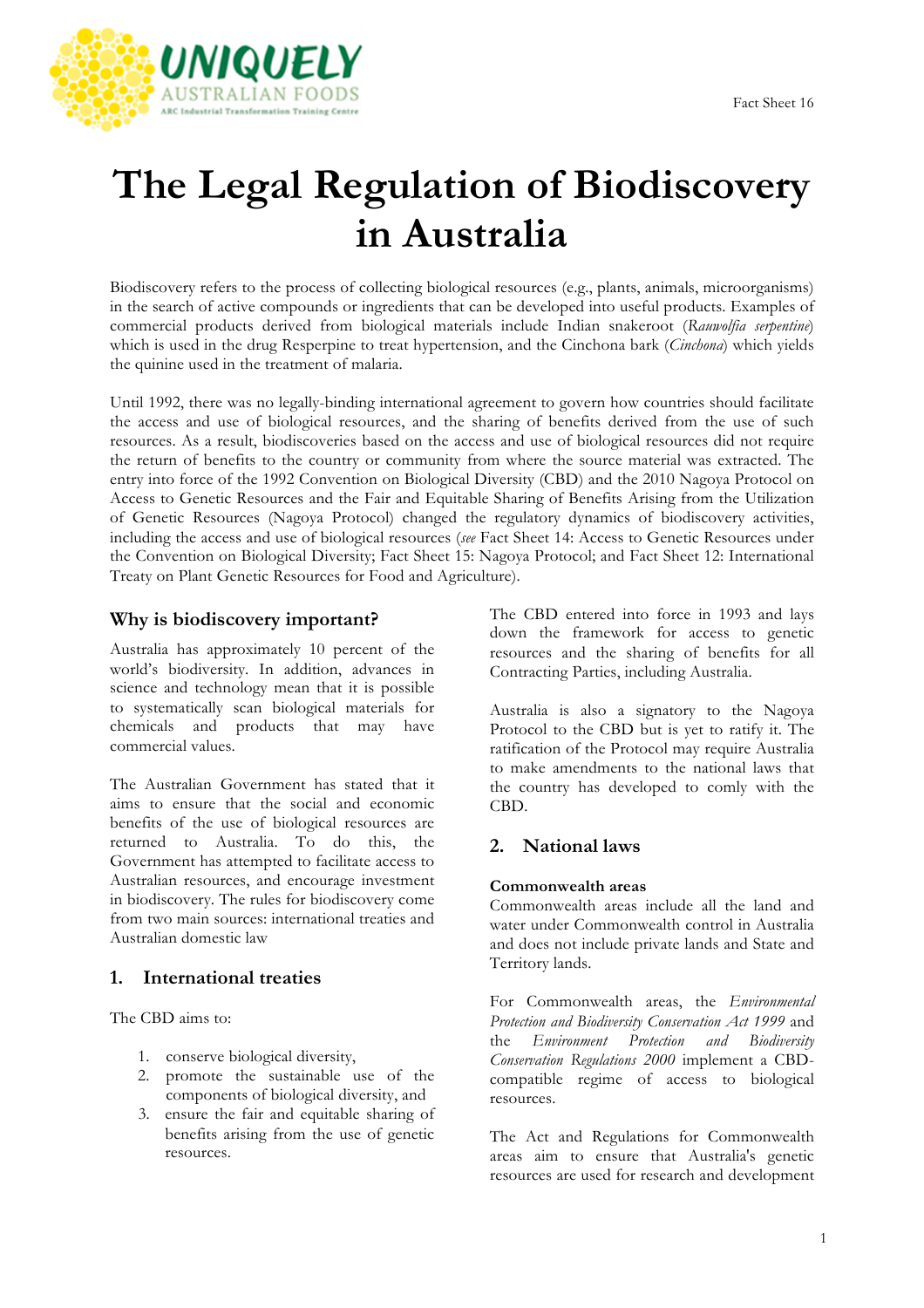# The Legal Regulation of Biodiscovery in Australia

Biodiscovery refers to the process of collecting biological resources (e.g., plants, animals, microorganisms) in the search of active compounds or ingredients that can be developed into useful products. Examples of commercial products derived from biological materials include Indian snakeroot (*Rauwolfia serpentine*) which is used in the drug Resperpine to treat hypertension, and the Cinchona bark (*Cinchona*) which yields the quinine used in the treatment of malaria.

Until 1992, there was no legally-binding international agreement to govern how countries should facilitate the access and use of biological resources, and the sharing of benefits derived from the use of such resources. As a result, biodiscoveries based on the access and use of biological resources did not require the return of benefits to the country or community from where the source material was extracted. The entry into force of the 1992 Convention on Biological Diversity (CBD) and the 2010 Nagoya Protocol on Access to Genetic Resources and the Fair and Equitable Sharing of Benefits Arising from the Utilization of Genetic Resources (Nagoya Protocol) changed the regulatory dynamics of biodiscovery activities, including the access and use of biological resources (*see* Fact Sheet 14: Access to Genetic Resources under the Convention on Biological Diversity; Fact Sheet 15: Nagoya Protocol; and Fact Sheet 12: International Treaty on Plant Genetic Resources for Food and Agriculture).

## Why is biodiscovery important?

Australia has approximately 10 percent of the world's biodiversity. In addition, advances in science and technology mean that it is possible to systematically scan biological materials for chemicals and products that may have commercial values.

The Australian Government has stated that it aims to ensure that the social and economic benefits of the use of biological resources are returned to Australia. To do this, the Government has attempted to facilitate access to Australian resources, and encourage investment in biodiscovery. The rules for biodiscovery come from two main sources: international treaties and Australian domestic law

## 1. International treaties

The CBD aims to:

1. conserve biological diversity,
2. promote the sustainable use of the components of biological diversity, and
3. ensure the fair and equitable sharing of benefits arising from the use of genetic resources.

The CBD entered into force in 1993 and lays down the framework for access to genetic resources and the sharing of benefits for all Contracting Parties, including Australia.

Australia is also a signatory to the Nagoya Protocol to the CBD but is yet to ratify it. The ratification of the Protocol may require Australia to make amendments to the national laws that the country has developed to comly with the CBD.

## 2. National laws

### Commonwealth areas

Commonwealth areas include all the land and water under Commonwealth control in Australia and does not include private lands and State and Territory lands.

For Commonwealth areas, the *Environmental Protection and Biodiversity Conservation Act 1999* and the *Environment Protection and Biodiversity Conservation Regulations 2000* implement a CBD-compatible regime of access to biological resources.

The Act and Regulations for Commonwealth areas aim to ensure that Australia's genetic resources are used for research and development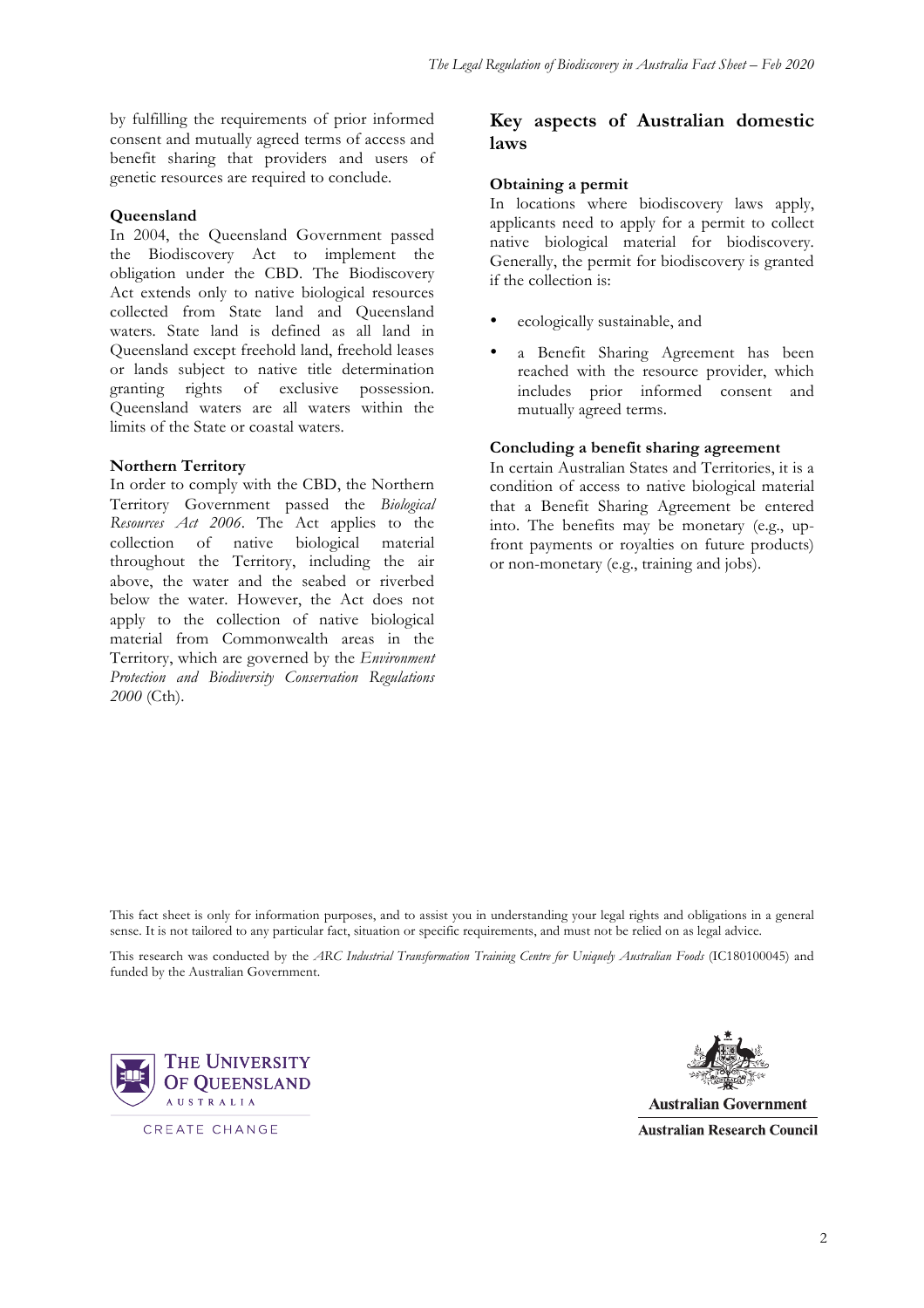by fulfilling the requirements of prior informed consent and mutually agreed terms of access and benefit sharing that providers and users of genetic resources are required to conclude.

**Queensland**

In 2004, the Queensland Government passed the Biodiscovery Act to implement the obligation under the CBD. The Biodiscovery Act extends only to native biological resources collected from State land and Queensland waters. State land is defined as all land in Queensland except freehold land, freehold leases or lands subject to native title determination granting rights of exclusive possession. Queensland waters are all waters within the limits of the State or coastal waters.

**Northern Territory**

In order to comply with the CBD, the Northern Territory Government passed the *Biological Resources Act 2006*. The Act applies to the collection of native biological material throughout the Territory, including the air above, the water and the seabed or riverbed below the water. However, the Act does not apply to the collection of native biological material from Commonwealth areas in the Territory, which are governed by the *Environment Protection and Biodiversity Conservation Regulations 2000* (Cth).

## Key aspects of Australian domestic laws

**Obtaining a permit**

In locations where biodiscovery laws apply, applicants need to apply for a permit to collect native biological material for biodiscovery. Generally, the permit for biodiscovery is granted if the collection is:

- ecologically sustainable, and
- a Benefit Sharing Agreement has been reached with the resource provider, which includes prior informed consent and mutually agreed terms.

**Concluding a benefit sharing agreement**

In certain Australian States and Territories, it is a condition of access to native biological material that a Benefit Sharing Agreement be entered into. The benefits may be monetary (e.g., up-front payments or royalties on future products) or non-monetary (e.g., training and jobs).

This fact sheet is only for information purposes, and to assist you in understanding your legal rights and obligations in a general sense. It is not tailored to any particular fact, situation or specific requirements, and must not be relied on as legal advice.

This research was conducted by the *ARC Industrial Transformation Training Centre for Uniquely Australian Foods* (IC180100045) and funded by the Australian Government.

THE UNIVERSITY OF QUEENSLAND AUSTRALIA

CREATE CHANGE

Australian Government

Australian Research Council